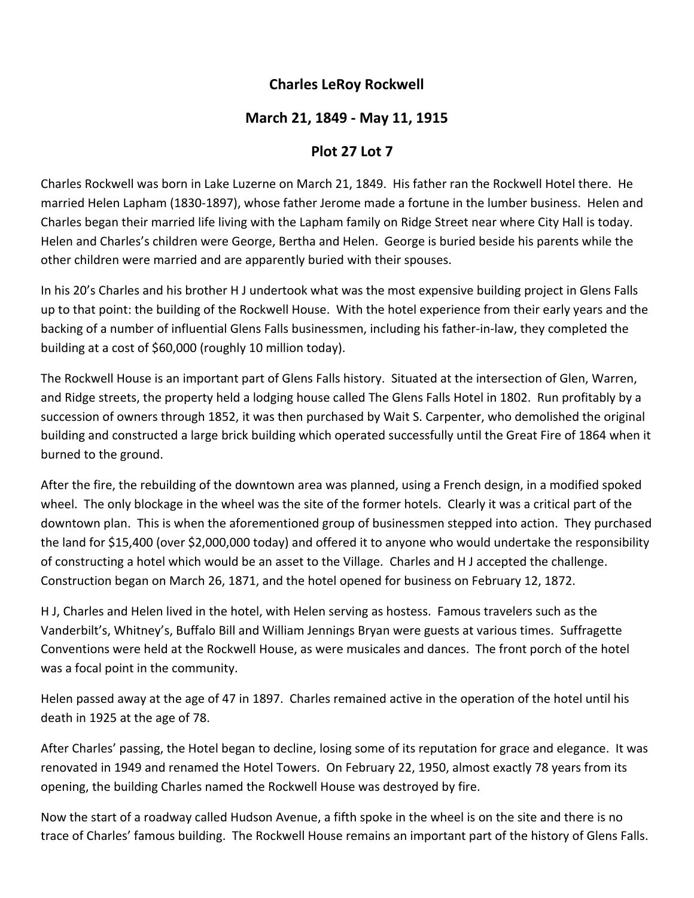# Charles LeRoy Rockwell

## March 21, 1849 - May 11, 1915

## Plot 27 Lot 7

Charles Rockwell was born in Lake Luzerne on March 21, 1849. His father ran the Rockwell Hotel there. He married Helen Lapham (1830-1897), whose father Jerome made a fortune in the lumber business. Helen and Charles began their married life living with the Lapham family on Ridge Street near where City Hall is today. Helen and Charles's children were George, Bertha and Helen. George is buried beside his parents while the other children were married and are apparently buried with their spouses.

In his 20's Charles and his brother H J undertook what was the most expensive building project in Glens Falls up to that point: the building of the Rockwell House. With the hotel experience from their early years and the backing of a number of influential Glens Falls businessmen, including his father-in-law, they completed the building at a cost of $60,000 (roughly 10 million today).

The Rockwell House is an important part of Glens Falls history. Situated at the intersection of Glen, Warren, and Ridge streets, the property held a lodging house called The Glens Falls Hotel in 1802. Run profitably by a succession of owners through 1852, it was then purchased by Wait S. Carpenter, who demolished the original building and constructed a large brick building which operated successfully until the Great Fire of 1864 when it burned to the ground.

After the fire, the rebuilding of the downtown area was planned, using a French design, in a modified spoked wheel. The only blockage in the wheel was the site of the former hotels. Clearly it was a critical part of the downtown plan. This is when the aforementioned group of businessmen stepped into action. They purchased the land for $15,400 (over $2,000,000 today) and offered it to anyone who would undertake the responsibility of constructing a hotel which would be an asset to the Village. Charles and H J accepted the challenge. Construction began on March 26, 1871, and the hotel opened for business on February 12, 1872.

H J, Charles and Helen lived in the hotel, with Helen serving as hostess. Famous travelers such as the Vanderbilt's, Whitney's, Buffalo Bill and William Jennings Bryan were guests at various times. Suffragette Conventions were held at the Rockwell House, as were musicales and dances. The front porch of the hotel was a focal point in the community.

Helen passed away at the age of 47 in 1897. Charles remained active in the operation of the hotel until his death in 1925 at the age of 78.

After Charles' passing, the Hotel began to decline, losing some of its reputation for grace and elegance. It was renovated in 1949 and renamed the Hotel Towers. On February 22, 1950, almost exactly 78 years from its opening, the building Charles named the Rockwell House was destroyed by fire.

Now the start of a roadway called Hudson Avenue, a fifth spoke in the wheel is on the site and there is no trace of Charles' famous building. The Rockwell House remains an important part of the history of Glens Falls.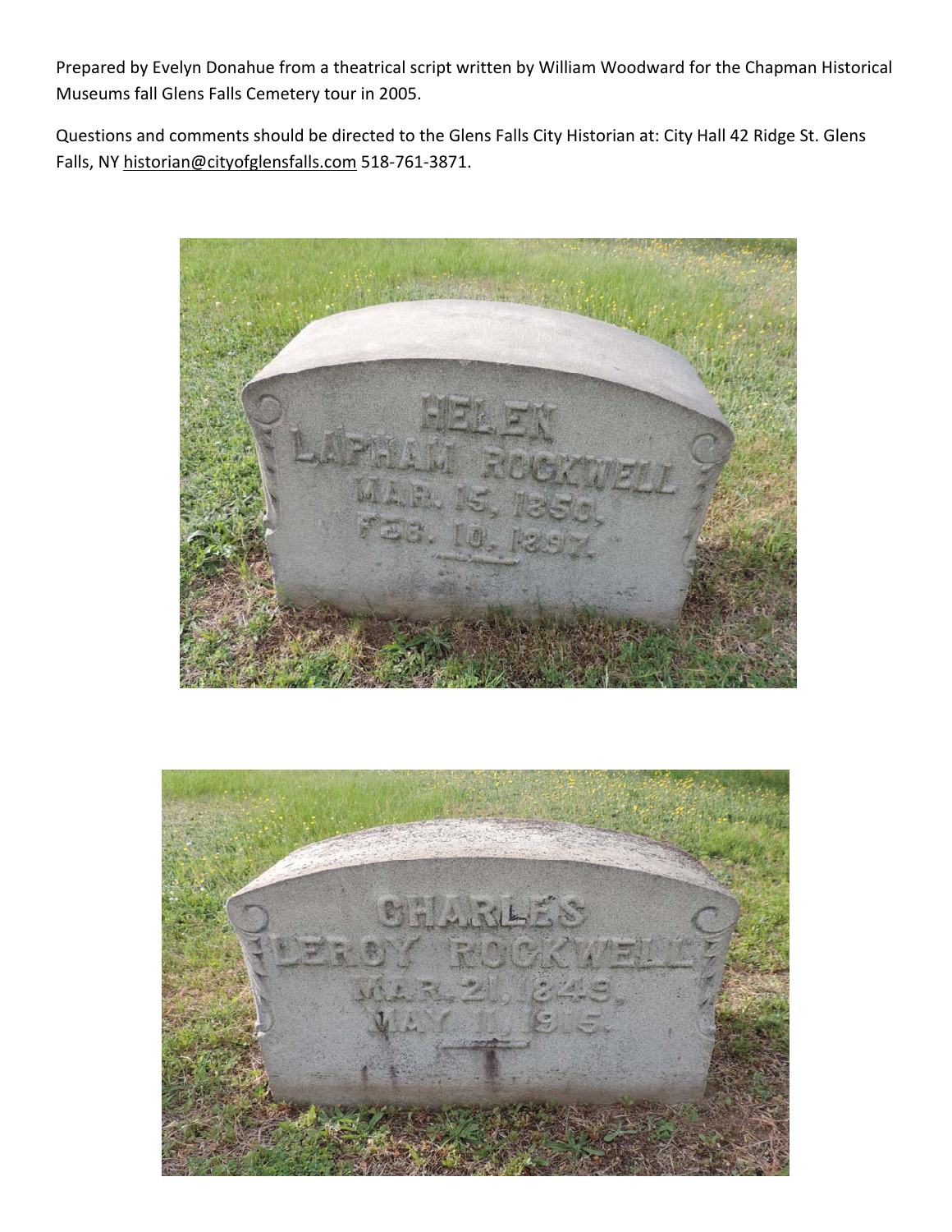Prepared by Evelyn Donahue from a theatrical script written by William Woodward for the Chapman Historical Museums fall Glens Falls Cemetery tour in 2005.

Questions and comments should be directed to the Glens Falls City Historian at: City Hall 42 Ridge St. Glens Falls, NY historian@cityofglensfalls.com 518-761-3871.